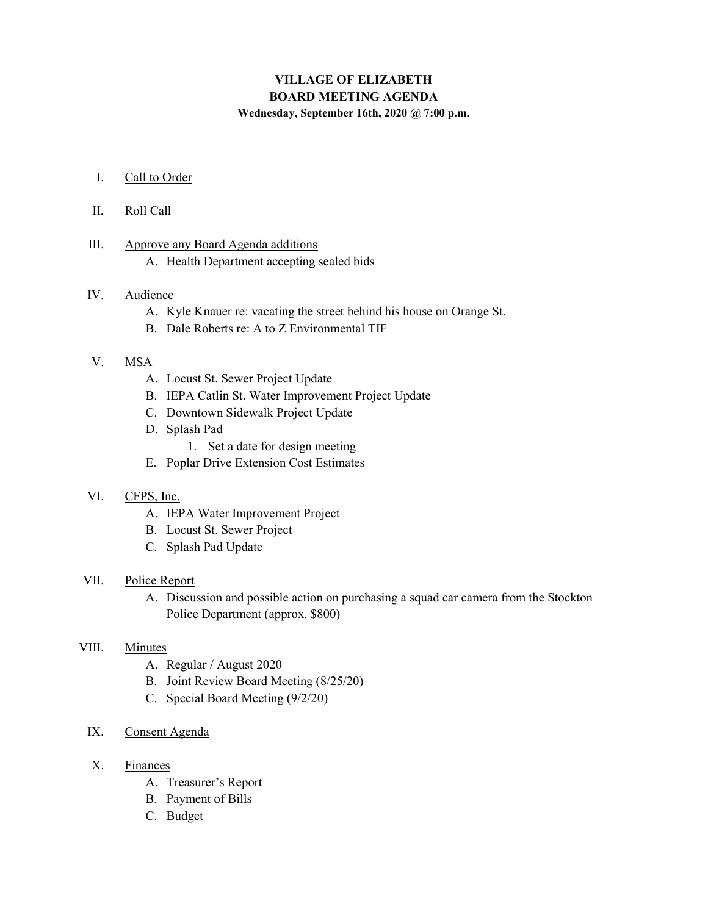# VILLAGE OF ELIZABETH
## BOARD MEETING AGENDA
**Wednesday, September 16th, 2020 @ 7:00 p.m.**

I. Call to Order

II. Roll Call

III. Approve any Board Agenda additions
   - A. Health Department accepting sealed bids

IV. Audience
   - A. Kyle Knauer re: vacating the street behind his house on Orange St.
   - B. Dale Roberts re: A to Z Environmental TIF

V. MSA
   - A. Locust St. Sewer Project Update
   - B. IEPA Catlin St. Water Improvement Project Update
   - C. Downtown Sidewalk Project Update
   - D. Splash Pad
     1. Set a date for design meeting
   - E. Poplar Drive Extension Cost Estimates

VI. CFPS, Inc.
   - A. IEPA Water Improvement Project
   - B. Locust St. Sewer Project
   - C. Splash Pad Update

VII. Police Report
   - A. Discussion and possible action on purchasing a squad car camera from the Stockton Police Department (approx. $800)

VIII. Minutes
   - A. Regular / August 2020
   - B. Joint Review Board Meeting (8/25/20)
   - C. Special Board Meeting (9/2/20)

IX. Consent Agenda

X. Finances
   - A. Treasurer's Report
   - B. Payment of Bills
   - C. Budget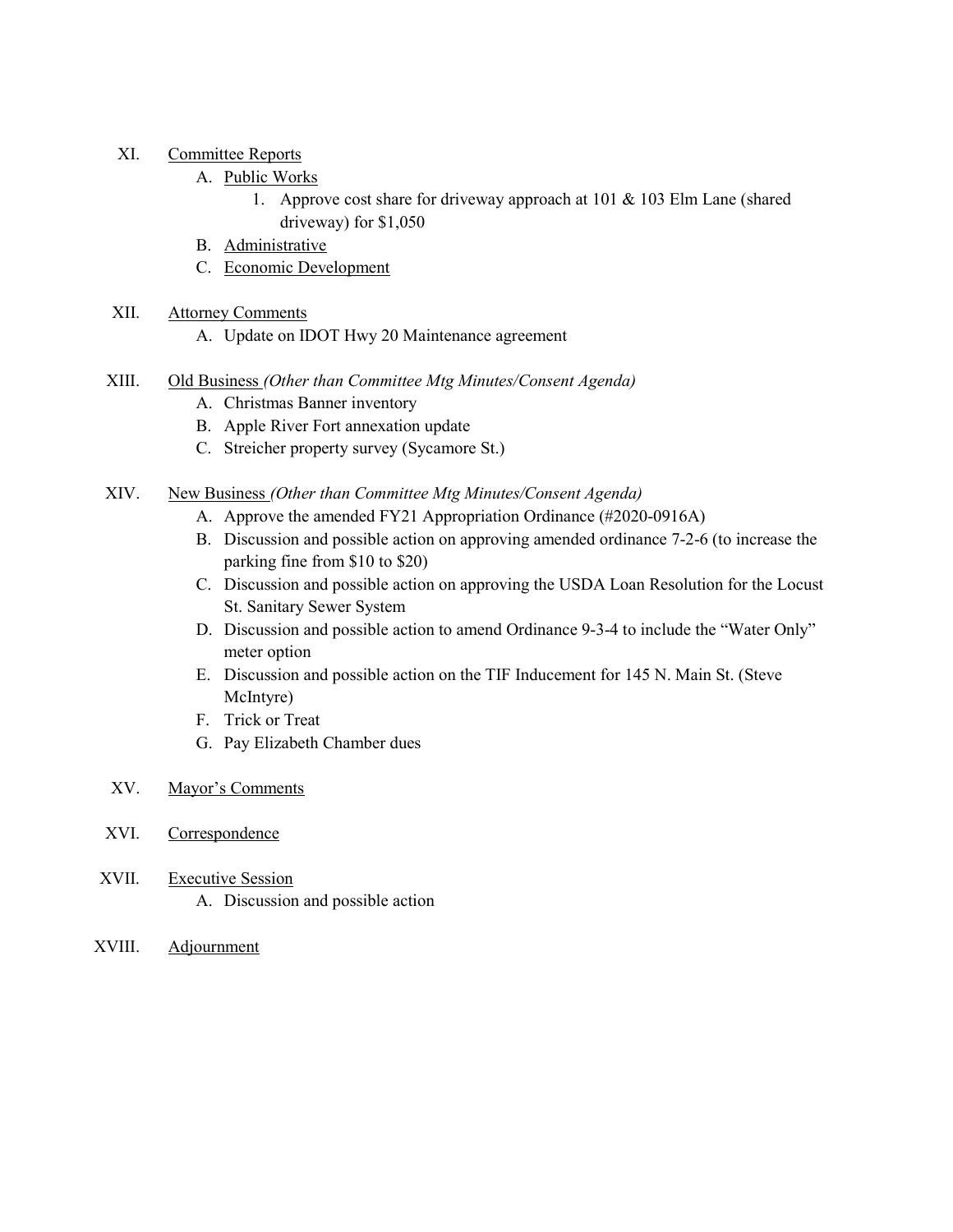XI. Committee Reports

   A. Public Works

      1. Approve cost share for driveway approach at 101 & 103 Elm Lane (shared driveway) for $1,050

   B. Administrative

   C. Economic Development

XII. Attorney Comments

   A. Update on IDOT Hwy 20 Maintenance agreement

XIII. Old Business *(Other than Committee Mtg Minutes/Consent Agenda)*

   A. Christmas Banner inventory

   B. Apple River Fort annexation update

   C. Streicher property survey (Sycamore St.)

XIV. New Business *(Other than Committee Mtg Minutes/Consent Agenda)*

   A. Approve the amended FY21 Appropriation Ordinance (#2020-0916A)

   B. Discussion and possible action on approving amended ordinance 7-2-6 (to increase the parking fine from $10 to $20)

   C. Discussion and possible action on approving the USDA Loan Resolution for the Locust St. Sanitary Sewer System

   D. Discussion and possible action to amend Ordinance 9-3-4 to include the "Water Only" meter option

   E. Discussion and possible action on the TIF Inducement for 145 N. Main St. (Steve McIntyre)

   F. Trick or Treat

   G. Pay Elizabeth Chamber dues

XV. Mayor's Comments

XVI. Correspondence

XVII. Executive Session

   A. Discussion and possible action

XVIII. Adjournment